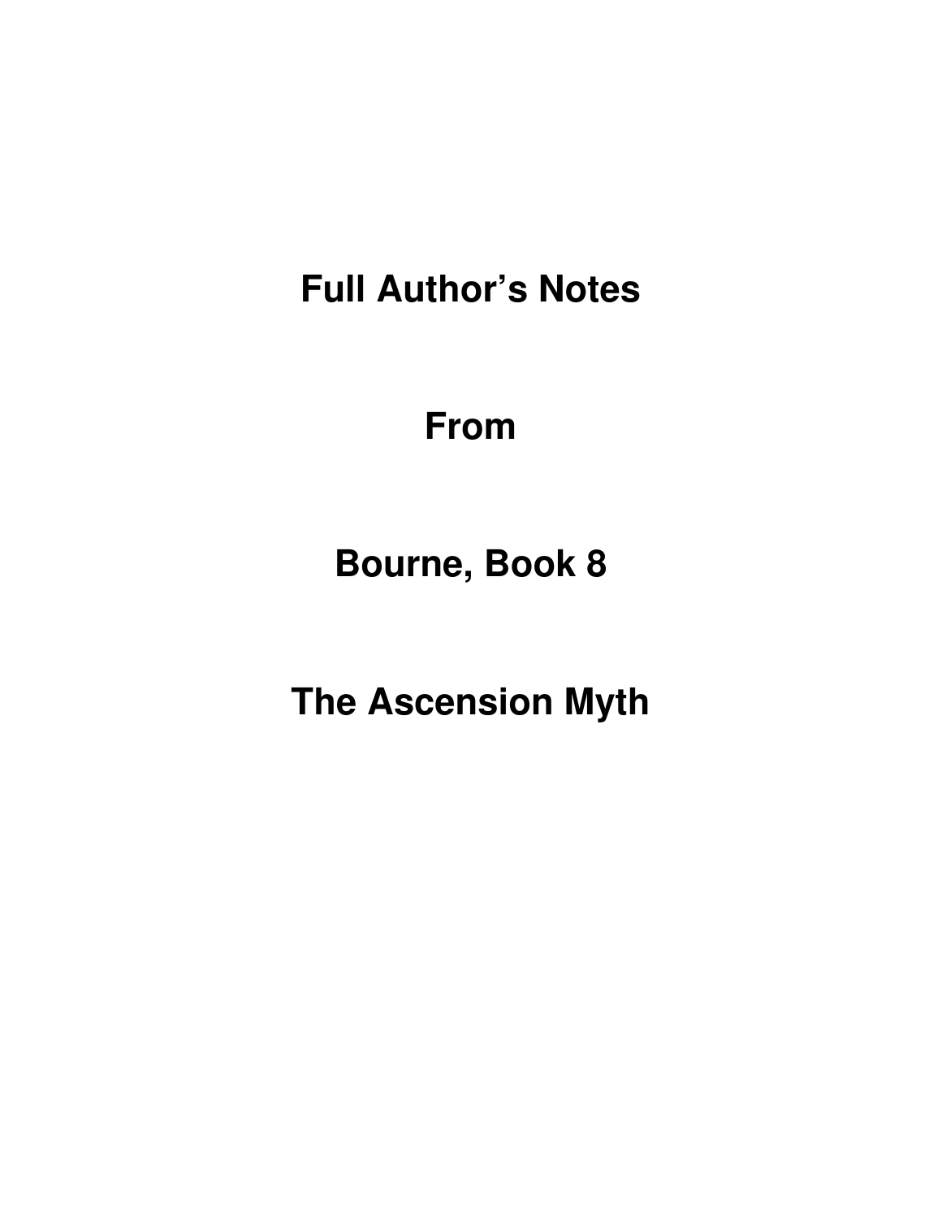# Full Author's Notes

# From

# Bourne, Book 8

# The Ascension Myth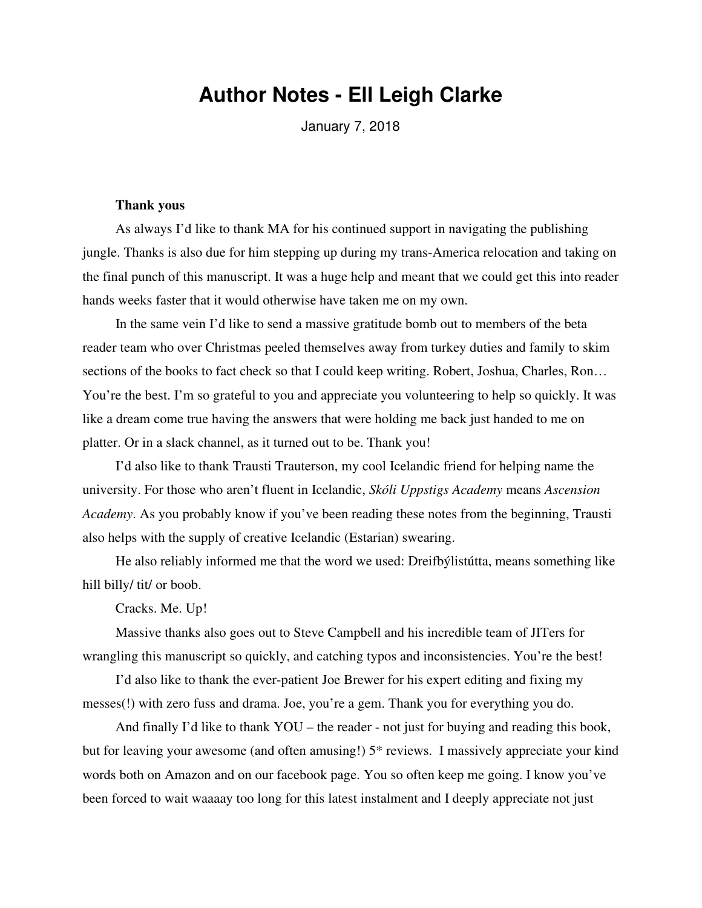# Author Notes - Ell Leigh Clarke

January 7, 2018

**Thank yous**

As always I'd like to thank MA for his continued support in navigating the publishing jungle. Thanks is also due for him stepping up during my trans-America relocation and taking on the final punch of this manuscript. It was a huge help and meant that we could get this into reader hands weeks faster that it would otherwise have taken me on my own.

In the same vein I'd like to send a massive gratitude bomb out to members of the beta reader team who over Christmas peeled themselves away from turkey duties and family to skim sections of the books to fact check so that I could keep writing. Robert, Joshua, Charles, Ron… You're the best. I'm so grateful to you and appreciate you volunteering to help so quickly. It was like a dream come true having the answers that were holding me back just handed to me on platter. Or in a slack channel, as it turned out to be. Thank you!

I'd also like to thank Trausti Trauterson, my cool Icelandic friend for helping name the university. For those who aren't fluent in Icelandic, *Skóli Uppstigs Academy* means *Ascension Academy*. As you probably know if you've been reading these notes from the beginning, Trausti also helps with the supply of creative Icelandic (Estarian) swearing.

He also reliably informed me that the word we used: Dreifbýlistútta, means something like hill billy/ tit/ or boob.

Cracks. Me. Up!

Massive thanks also goes out to Steve Campbell and his incredible team of JITers for wrangling this manuscript so quickly, and catching typos and inconsistencies. You're the best!

I'd also like to thank the ever-patient Joe Brewer for his expert editing and fixing my messes(!) with zero fuss and drama. Joe, you're a gem. Thank you for everything you do.

And finally I'd like to thank YOU – the reader - not just for buying and reading this book, but for leaving your awesome (and often amusing!) 5* reviews. I massively appreciate your kind words both on Amazon and on our facebook page. You so often keep me going. I know you've been forced to wait waaaay too long for this latest instalment and I deeply appreciate not just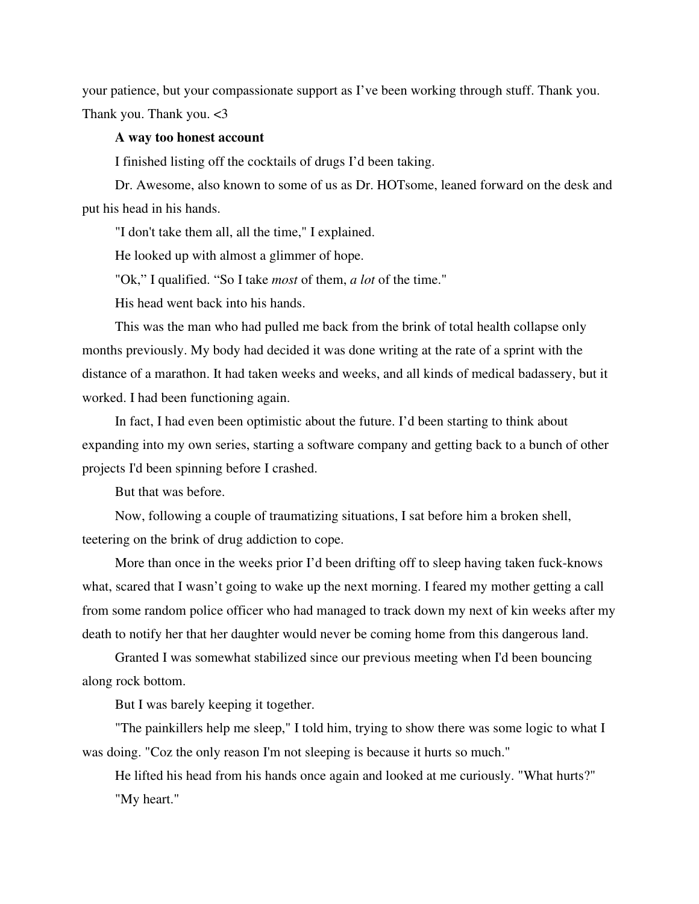your patience, but your compassionate support as I've been working through stuff. Thank you. Thank you. Thank you. <3

**A way too honest account**

I finished listing off the cocktails of drugs I'd been taking.

Dr. Awesome, also known to some of us as Dr. HOTsome, leaned forward on the desk and put his head in his hands.

"I don't take them all, all the time," I explained.

He looked up with almost a glimmer of hope.

"Ok," I qualified. "So I take *most* of them, *a lot* of the time."

His head went back into his hands.

This was the man who had pulled me back from the brink of total health collapse only months previously. My body had decided it was done writing at the rate of a sprint with the distance of a marathon. It had taken weeks and weeks, and all kinds of medical badassery, but it worked. I had been functioning again.

In fact, I had even been optimistic about the future. I'd been starting to think about expanding into my own series, starting a software company and getting back to a bunch of other projects I'd been spinning before I crashed.

But that was before.

Now, following a couple of traumatizing situations, I sat before him a broken shell, teetering on the brink of drug addiction to cope.

More than once in the weeks prior I'd been drifting off to sleep having taken fuck-knows what, scared that I wasn't going to wake up the next morning. I feared my mother getting a call from some random police officer who had managed to track down my next of kin weeks after my death to notify her that her daughter would never be coming home from this dangerous land.

Granted I was somewhat stabilized since our previous meeting when I'd been bouncing along rock bottom.

But I was barely keeping it together.

"The painkillers help me sleep," I told him, trying to show there was some logic to what I was doing. "Coz the only reason I'm not sleeping is because it hurts so much."

He lifted his head from his hands once again and looked at me curiously. "What hurts?"

"My heart."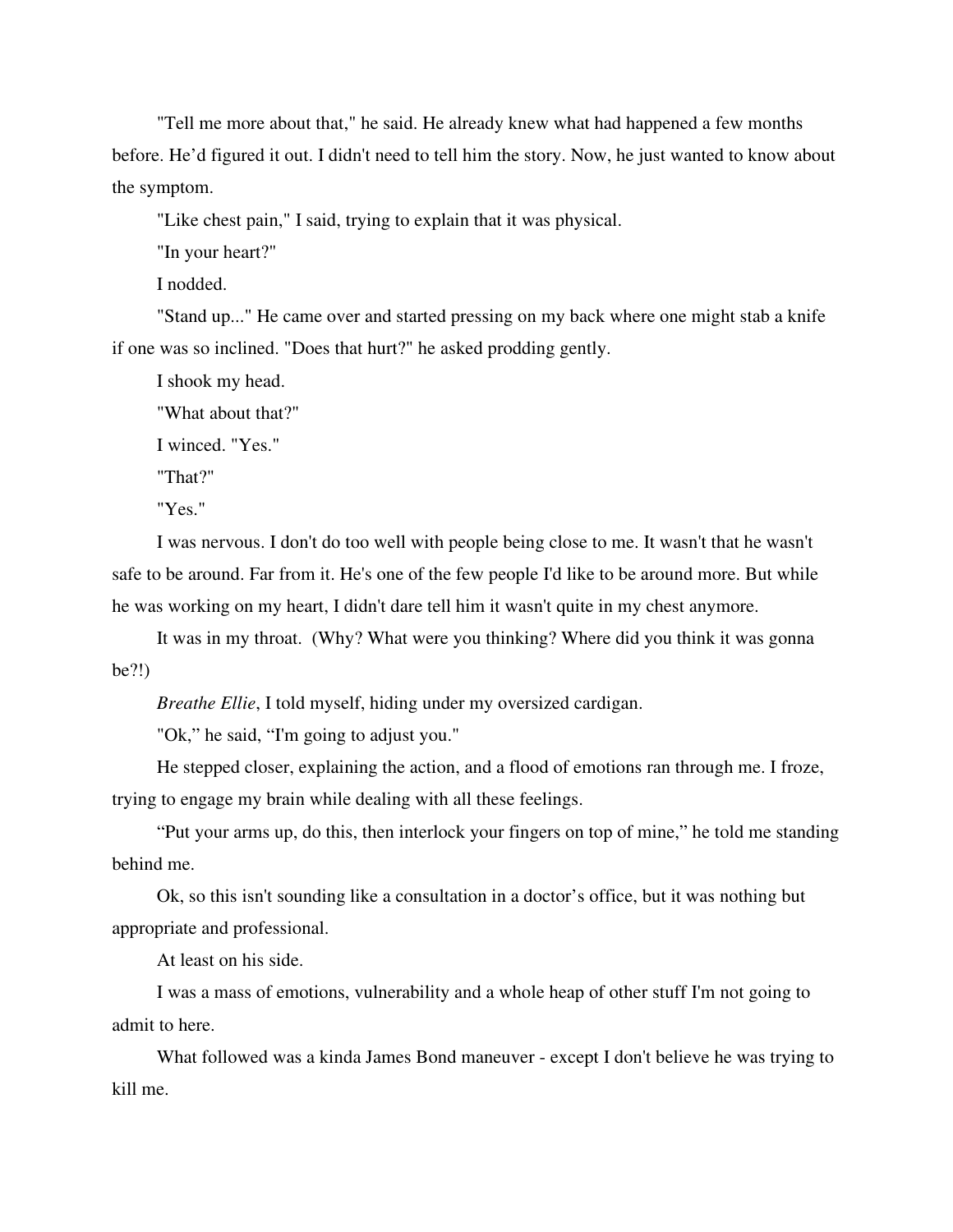"Tell me more about that," he said. He already knew what had happened a few months before. He'd figured it out. I didn't need to tell him the story. Now, he just wanted to know about the symptom.

"Like chest pain," I said, trying to explain that it was physical.

"In your heart?"

I nodded.

"Stand up..." He came over and started pressing on my back where one might stab a knife if one was so inclined. "Does that hurt?" he asked prodding gently.

I shook my head.

"What about that?"

I winced. "Yes."

"That?"

"Yes."

I was nervous. I don't do too well with people being close to me. It wasn't that he wasn't safe to be around. Far from it. He's one of the few people I'd like to be around more. But while he was working on my heart, I didn't dare tell him it wasn't quite in my chest anymore.

It was in my throat. (Why? What were you thinking? Where did you think it was gonna be?!)

*Breathe Ellie*, I told myself, hiding under my oversized cardigan.

"Ok," he said, "I'm going to adjust you."

He stepped closer, explaining the action, and a flood of emotions ran through me. I froze, trying to engage my brain while dealing with all these feelings.

"Put your arms up, do this, then interlock your fingers on top of mine," he told me standing behind me.

Ok, so this isn't sounding like a consultation in a doctor's office, but it was nothing but appropriate and professional.

At least on his side.

I was a mass of emotions, vulnerability and a whole heap of other stuff I'm not going to admit to here.

What followed was a kinda James Bond maneuver - except I don't believe he was trying to kill me.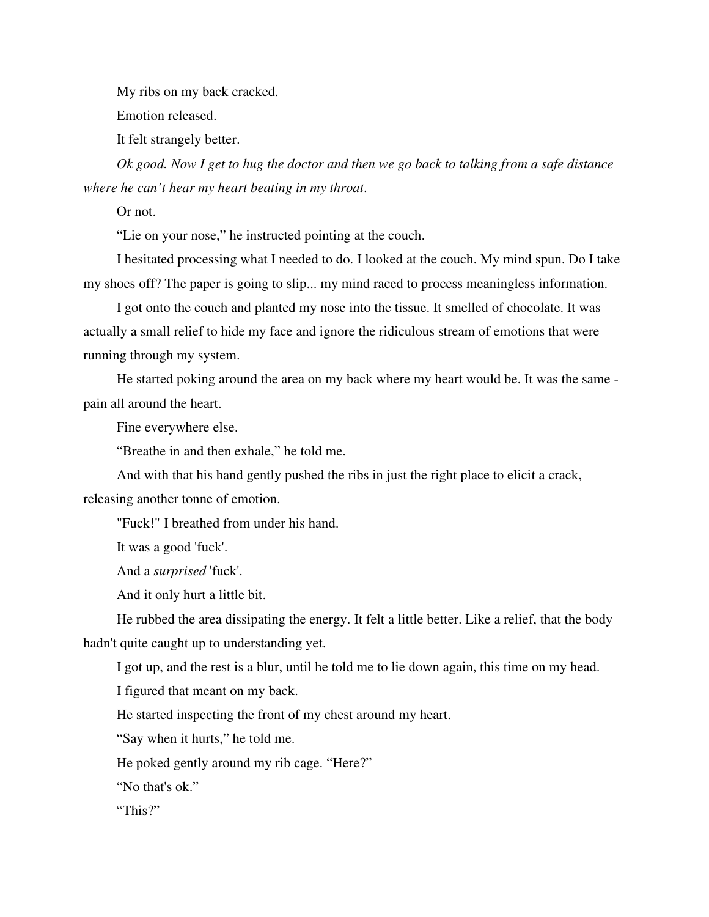My ribs on my back cracked.

Emotion released.

It felt strangely better.

*Ok good. Now I get to hug the doctor and then we go back to talking from a safe distance where he can't hear my heart beating in my throat*.

Or not.

"Lie on your nose," he instructed pointing at the couch.

I hesitated processing what I needed to do. I looked at the couch. My mind spun. Do I take my shoes off? The paper is going to slip... my mind raced to process meaningless information.

I got onto the couch and planted my nose into the tissue. It smelled of chocolate. It was actually a small relief to hide my face and ignore the ridiculous stream of emotions that were running through my system.

He started poking around the area on my back where my heart would be. It was the same - pain all around the heart.

Fine everywhere else.

"Breathe in and then exhale," he told me.

And with that his hand gently pushed the ribs in just the right place to elicit a crack, releasing another tonne of emotion.

"Fuck!" I breathed from under his hand.

It was a good 'fuck'.

And a *surprised* 'fuck'.

And it only hurt a little bit.

He rubbed the area dissipating the energy. It felt a little better. Like a relief, that the body hadn't quite caught up to understanding yet.

I got up, and the rest is a blur, until he told me to lie down again, this time on my head.

I figured that meant on my back.

He started inspecting the front of my chest around my heart.

"Say when it hurts," he told me.

He poked gently around my rib cage. "Here?"

"No that's ok."

"This?"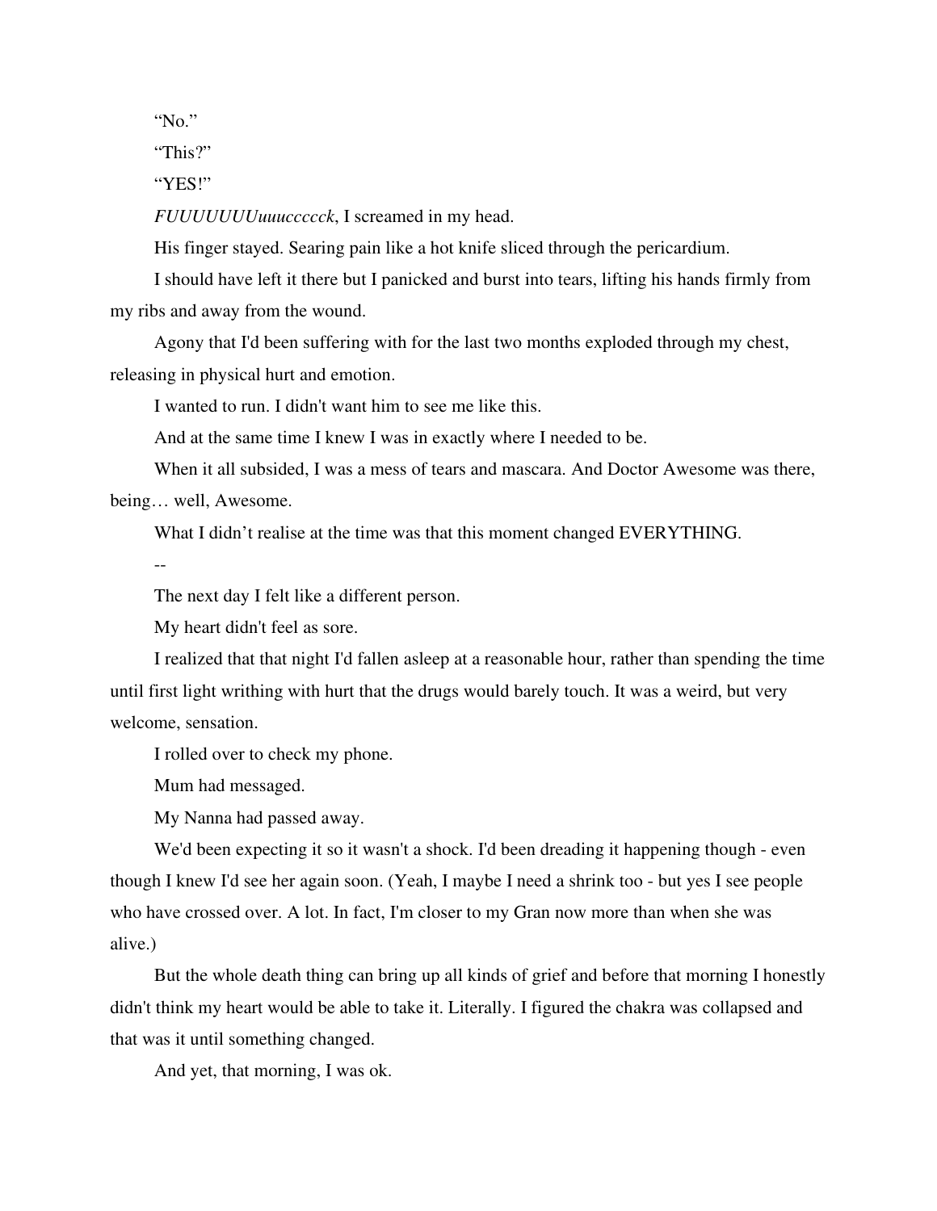"No."

"This?"

"YES!"

*FUUUUUUUuuuccccck*, I screamed in my head.

His finger stayed. Searing pain like a hot knife sliced through the pericardium.

I should have left it there but I panicked and burst into tears, lifting his hands firmly from my ribs and away from the wound.

Agony that I'd been suffering with for the last two months exploded through my chest, releasing in physical hurt and emotion.

I wanted to run. I didn't want him to see me like this.

And at the same time I knew I was in exactly where I needed to be.

When it all subsided, I was a mess of tears and mascara. And Doctor Awesome was there, being… well, Awesome.

What I didn't realise at the time was that this moment changed EVERYTHING.

--

The next day I felt like a different person.

My heart didn't feel as sore.

I realized that that night I'd fallen asleep at a reasonable hour, rather than spending the time until first light writhing with hurt that the drugs would barely touch. It was a weird, but very welcome, sensation.

I rolled over to check my phone.

Mum had messaged.

My Nanna had passed away.

We'd been expecting it so it wasn't a shock. I'd been dreading it happening though - even though I knew I'd see her again soon. (Yeah, I maybe I need a shrink too - but yes I see people who have crossed over. A lot. In fact, I'm closer to my Gran now more than when she was alive.)

But the whole death thing can bring up all kinds of grief and before that morning I honestly didn't think my heart would be able to take it. Literally. I figured the chakra was collapsed and that was it until something changed.

And yet, that morning, I was ok.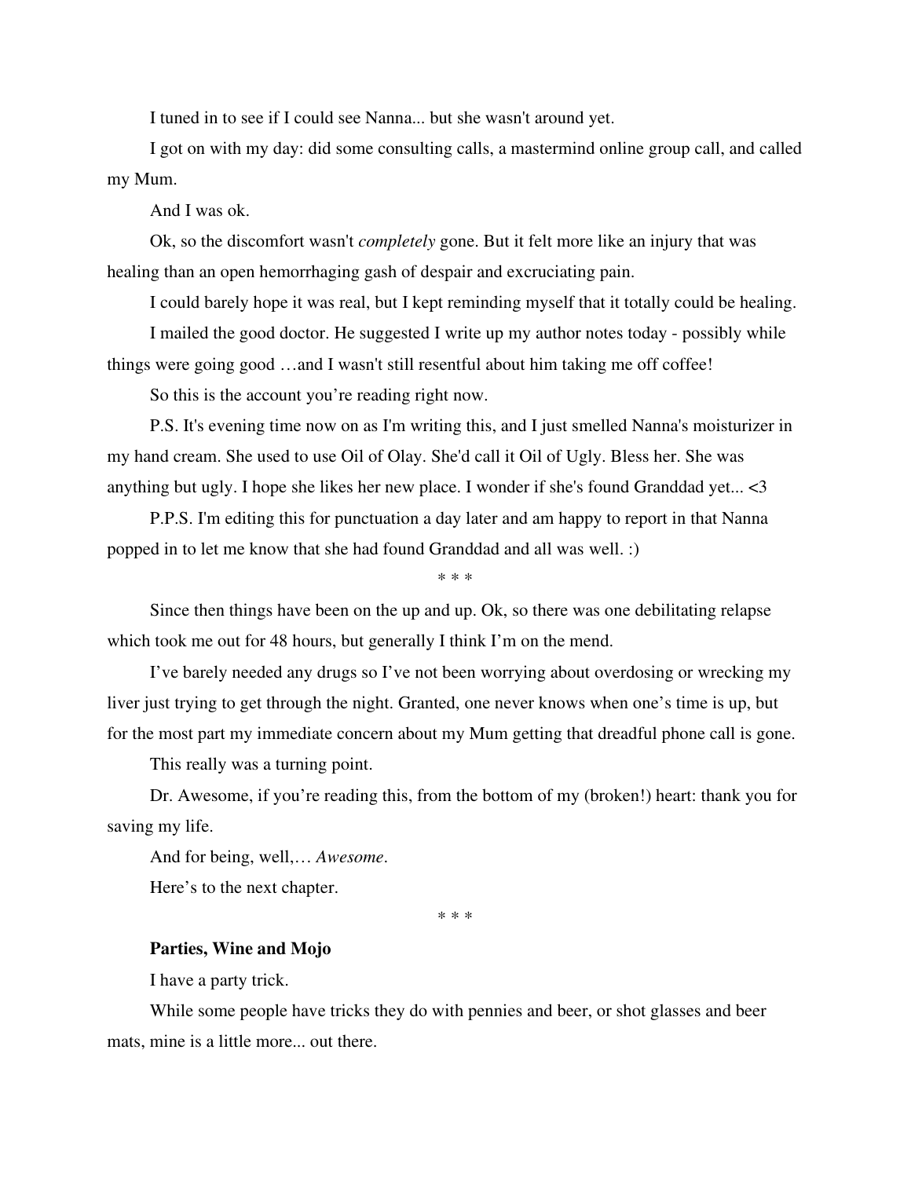I tuned in to see if I could see Nanna... but she wasn't around yet.

I got on with my day: did some consulting calls, a mastermind online group call, and called my Mum.

And I was ok.

Ok, so the discomfort wasn't *completely* gone. But it felt more like an injury that was healing than an open hemorrhaging gash of despair and excruciating pain.

I could barely hope it was real, but I kept reminding myself that it totally could be healing.

I mailed the good doctor. He suggested I write up my author notes today - possibly while things were going good …and I wasn't still resentful about him taking me off coffee!

So this is the account you're reading right now.

P.S. It's evening time now on as I'm writing this, and I just smelled Nanna's moisturizer in my hand cream. She used to use Oil of Olay. She'd call it Oil of Ugly. Bless her. She was anything but ugly. I hope she likes her new place. I wonder if she's found Granddad yet... <3

P.P.S. I'm editing this for punctuation a day later and am happy to report in that Nanna popped in to let me know that she had found Granddad and all was well. :)

\* \* \*

Since then things have been on the up and up. Ok, so there was one debilitating relapse which took me out for 48 hours, but generally I think I'm on the mend.

I've barely needed any drugs so I've not been worrying about overdosing or wrecking my liver just trying to get through the night. Granted, one never knows when one's time is up, but for the most part my immediate concern about my Mum getting that dreadful phone call is gone.

This really was a turning point.

Dr. Awesome, if you're reading this, from the bottom of my (broken!) heart: thank you for saving my life.

And for being, well,… *Awesome*.

Here's to the next chapter.

\* \* \*

**Parties, Wine and Mojo**

I have a party trick.

While some people have tricks they do with pennies and beer, or shot glasses and beer mats, mine is a little more... out there.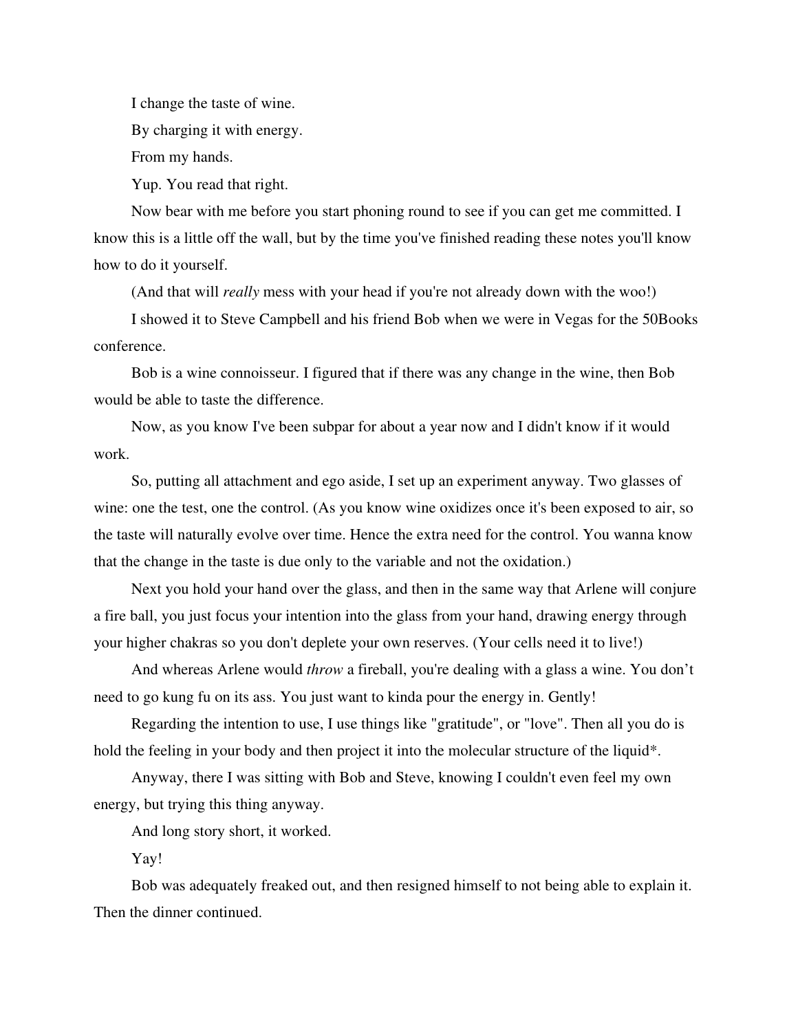I change the taste of wine.

By charging it with energy.

From my hands.

Yup. You read that right.

Now bear with me before you start phoning round to see if you can get me committed. I know this is a little off the wall, but by the time you've finished reading these notes you'll know how to do it yourself.

(And that will *really* mess with your head if you're not already down with the woo!)

I showed it to Steve Campbell and his friend Bob when we were in Vegas for the 50Books conference.

Bob is a wine connoisseur. I figured that if there was any change in the wine, then Bob would be able to taste the difference.

Now, as you know I've been subpar for about a year now and I didn't know if it would work.

So, putting all attachment and ego aside, I set up an experiment anyway. Two glasses of wine: one the test, one the control. (As you know wine oxidizes once it's been exposed to air, so the taste will naturally evolve over time. Hence the extra need for the control. You wanna know that the change in the taste is due only to the variable and not the oxidation.)

Next you hold your hand over the glass, and then in the same way that Arlene will conjure a fire ball, you just focus your intention into the glass from your hand, drawing energy through your higher chakras so you don't deplete your own reserves. (Your cells need it to live!)

And whereas Arlene would *throw* a fireball, you're dealing with a glass a wine. You don't need to go kung fu on its ass. You just want to kinda pour the energy in. Gently!

Regarding the intention to use, I use things like "gratitude", or "love". Then all you do is hold the feeling in your body and then project it into the molecular structure of the liquid*.

Anyway, there I was sitting with Bob and Steve, knowing I couldn't even feel my own energy, but trying this thing anyway.

And long story short, it worked.

Yay!

Bob was adequately freaked out, and then resigned himself to not being able to explain it. Then the dinner continued.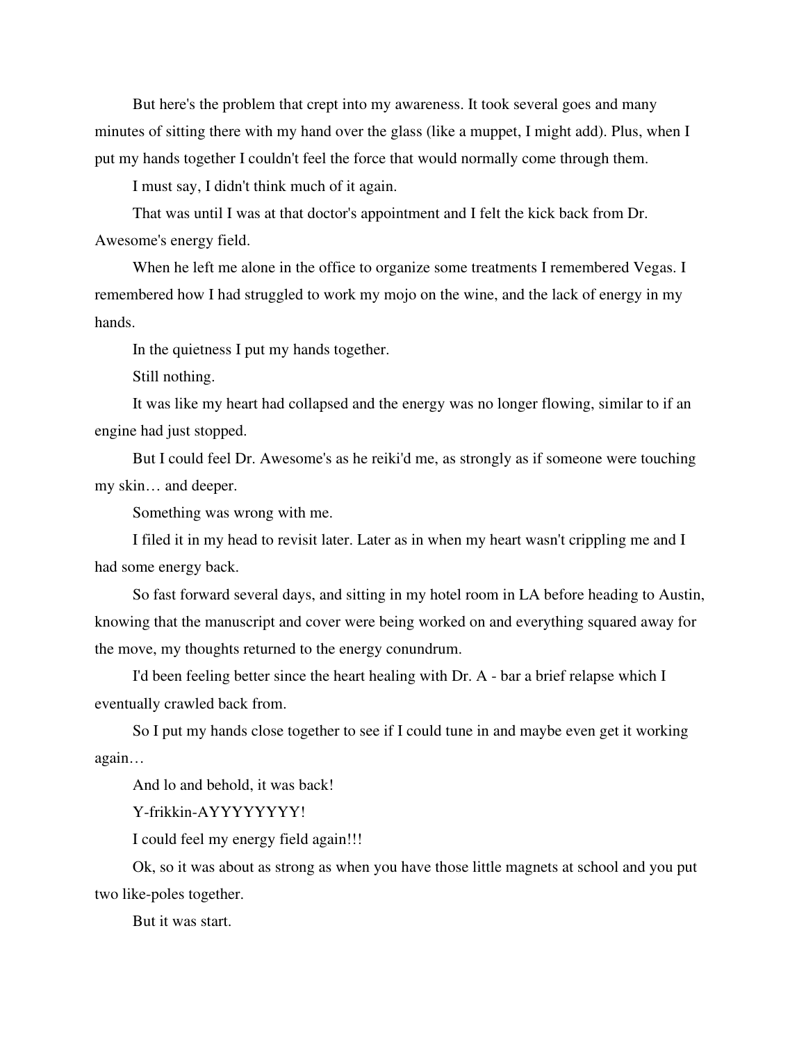But here's the problem that crept into my awareness. It took several goes and many minutes of sitting there with my hand over the glass (like a muppet, I might add). Plus, when I put my hands together I couldn't feel the force that would normally come through them.

I must say, I didn't think much of it again.

That was until I was at that doctor's appointment and I felt the kick back from Dr. Awesome's energy field.

When he left me alone in the office to organize some treatments I remembered Vegas. I remembered how I had struggled to work my mojo on the wine, and the lack of energy in my hands.

In the quietness I put my hands together.

Still nothing.

It was like my heart had collapsed and the energy was no longer flowing, similar to if an engine had just stopped.

But I could feel Dr. Awesome's as he reiki'd me, as strongly as if someone were touching my skin… and deeper.

Something was wrong with me.

I filed it in my head to revisit later. Later as in when my heart wasn't crippling me and I had some energy back.

So fast forward several days, and sitting in my hotel room in LA before heading to Austin, knowing that the manuscript and cover were being worked on and everything squared away for the move, my thoughts returned to the energy conundrum.

I'd been feeling better since the heart healing with Dr. A - bar a brief relapse which I eventually crawled back from.

So I put my hands close together to see if I could tune in and maybe even get it working again…

And lo and behold, it was back!

Y-frikkin-AYYYYYYYY!

I could feel my energy field again!!!

Ok, so it was about as strong as when you have those little magnets at school and you put two like-poles together.

But it was start.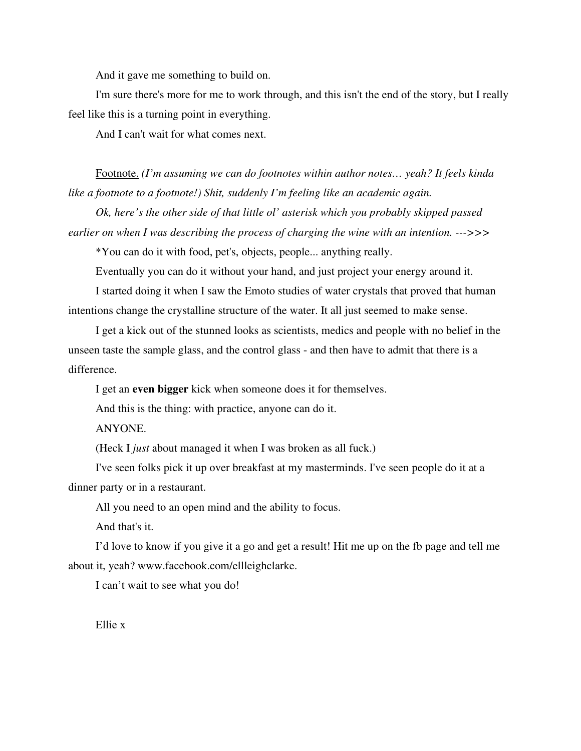And it gave me something to build on.

I'm sure there's more for me to work through, and this isn't the end of the story, but I really feel like this is a turning point in everything.

And I can't wait for what comes next.

<u>Footnote.</u> *(I'm assuming we can do footnotes within author notes… yeah? It feels kinda like a footnote to a footnote!) Shit, suddenly I'm feeling like an academic again.*

*Ok, here's the other side of that little ol' asterisk which you probably skipped passed earlier on when I was describing the process of charging the wine with an intention. --->>>*

*You can do it with food, pet's, objects, people... anything really.

Eventually you can do it without your hand, and just project your energy around it.

I started doing it when I saw the Emoto studies of water crystals that proved that human intentions change the crystalline structure of the water. It all just seemed to make sense.

I get a kick out of the stunned looks as scientists, medics and people with no belief in the unseen taste the sample glass, and the control glass - and then have to admit that there is a difference.

I get an **even bigger** kick when someone does it for themselves.

And this is the thing: with practice, anyone can do it.

ANYONE.

(Heck I *just* about managed it when I was broken as all fuck.)

I've seen folks pick it up over breakfast at my masterminds. I've seen people do it at a dinner party or in a restaurant.

All you need to an open mind and the ability to focus.

And that's it.

I'd love to know if you give it a go and get a result! Hit me up on the fb page and tell me about it, yeah? www.facebook.com/ellleighclarke.

I can't wait to see what you do!

Ellie x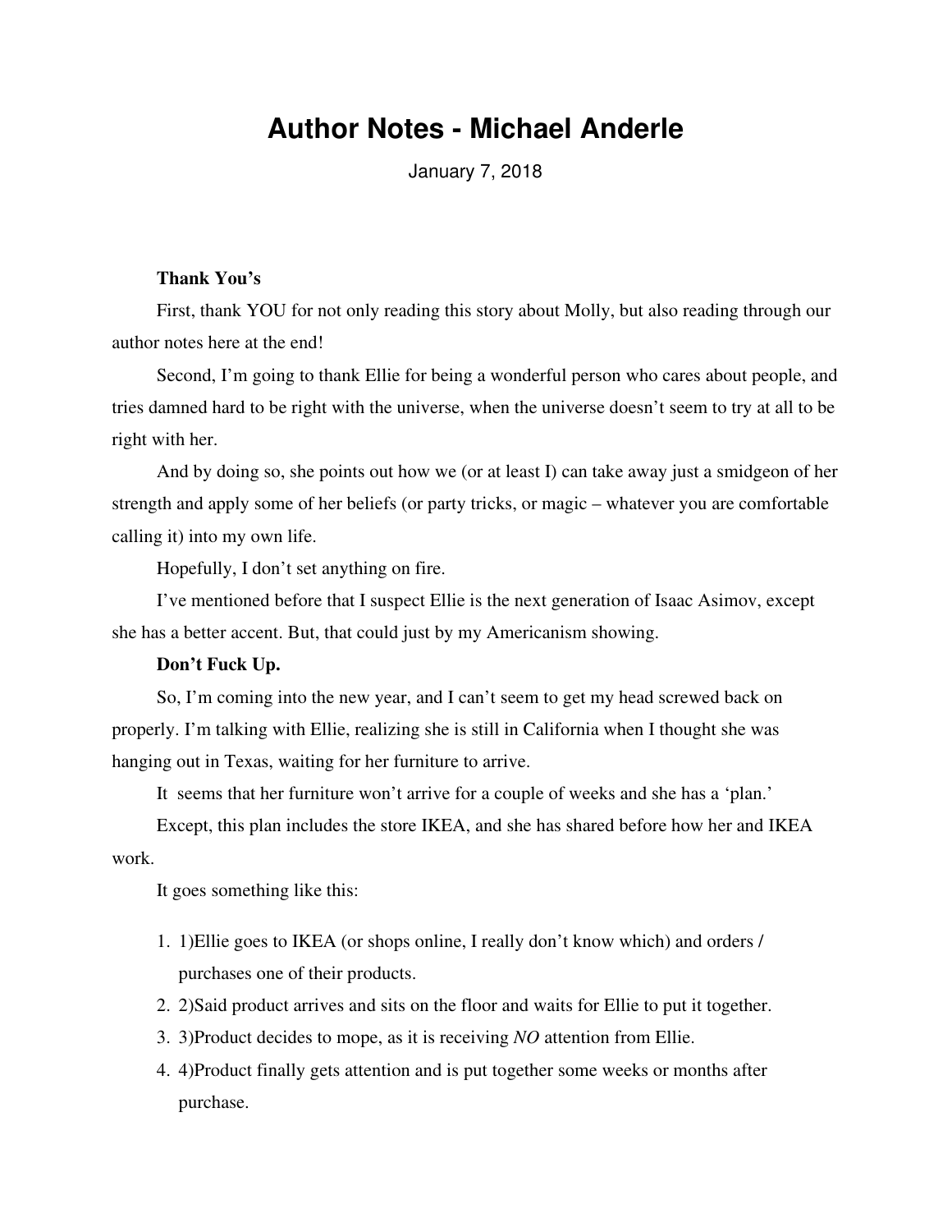# Author Notes - Michael Anderle

January 7, 2018

**Thank You's**

First, thank YOU for not only reading this story about Molly, but also reading through our author notes here at the end!

Second, I'm going to thank Ellie for being a wonderful person who cares about people, and tries damned hard to be right with the universe, when the universe doesn't seem to try at all to be right with her.

And by doing so, she points out how we (or at least I) can take away just a smidgeon of her strength and apply some of her beliefs (or party tricks, or magic – whatever you are comfortable calling it) into my own life.

Hopefully, I don't set anything on fire.

I've mentioned before that I suspect Ellie is the next generation of Isaac Asimov, except she has a better accent. But, that could just by my Americanism showing.

**Don't Fuck Up.**

So, I'm coming into the new year, and I can't seem to get my head screwed back on properly. I'm talking with Ellie, realizing she is still in California when I thought she was hanging out in Texas, waiting for her furniture to arrive.

It seems that her furniture won't arrive for a couple of weeks and she has a 'plan.'

Except, this plan includes the store IKEA, and she has shared before how her and IKEA work.

It goes something like this:

1. 1)Ellie goes to IKEA (or shops online, I really don't know which) and orders / purchases one of their products.
2. 2)Said product arrives and sits on the floor and waits for Ellie to put it together.
3. 3)Product decides to mope, as it is receiving *NO* attention from Ellie.
4. 4)Product finally gets attention and is put together some weeks or months after purchase.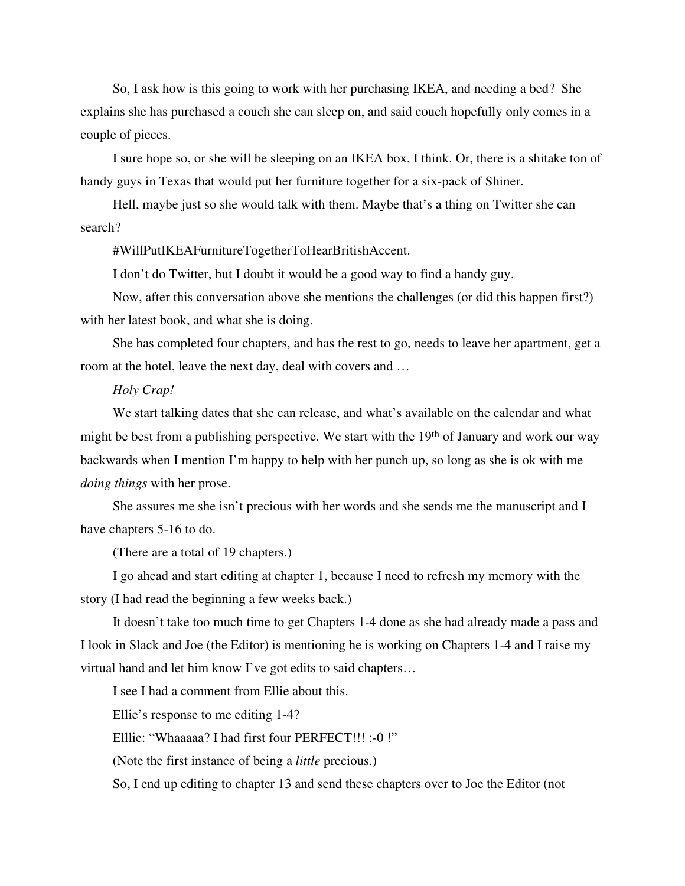So, I ask how is this going to work with her purchasing IKEA, and needing a bed? She explains she has purchased a couch she can sleep on, and said couch hopefully only comes in a couple of pieces.

I sure hope so, or she will be sleeping on an IKEA box, I think. Or, there is a shitake ton of handy guys in Texas that would put her furniture together for a six-pack of Shiner.

Hell, maybe just so she would talk with them. Maybe that's a thing on Twitter she can search?

#WillPutIKEAFurnitureTogetherToHearBritishAccent.

I don't do Twitter, but I doubt it would be a good way to find a handy guy.

Now, after this conversation above she mentions the challenges (or did this happen first?) with her latest book, and what she is doing.

She has completed four chapters, and has the rest to go, needs to leave her apartment, get a room at the hotel, leave the next day, deal with covers and …

*Holy Crap!*

We start talking dates that she can release, and what's available on the calendar and what might be best from a publishing perspective. We start with the 19th of January and work our way backwards when I mention I'm happy to help with her punch up, so long as she is ok with me *doing things* with her prose.

She assures me she isn't precious with her words and she sends me the manuscript and I have chapters 5-16 to do.

(There are a total of 19 chapters.)

I go ahead and start editing at chapter 1, because I need to refresh my memory with the story (I had read the beginning a few weeks back.)

It doesn't take too much time to get Chapters 1-4 done as she had already made a pass and I look in Slack and Joe (the Editor) is mentioning he is working on Chapters 1-4 and I raise my virtual hand and let him know I've got edits to said chapters…

I see I had a comment from Ellie about this.

Ellie's response to me editing 1-4?

Elllie: "Whaaaaa? I had first four PERFECT!!! :-0 !"

(Note the first instance of being a *little* precious.)

So, I end up editing to chapter 13 and send these chapters over to Joe the Editor (not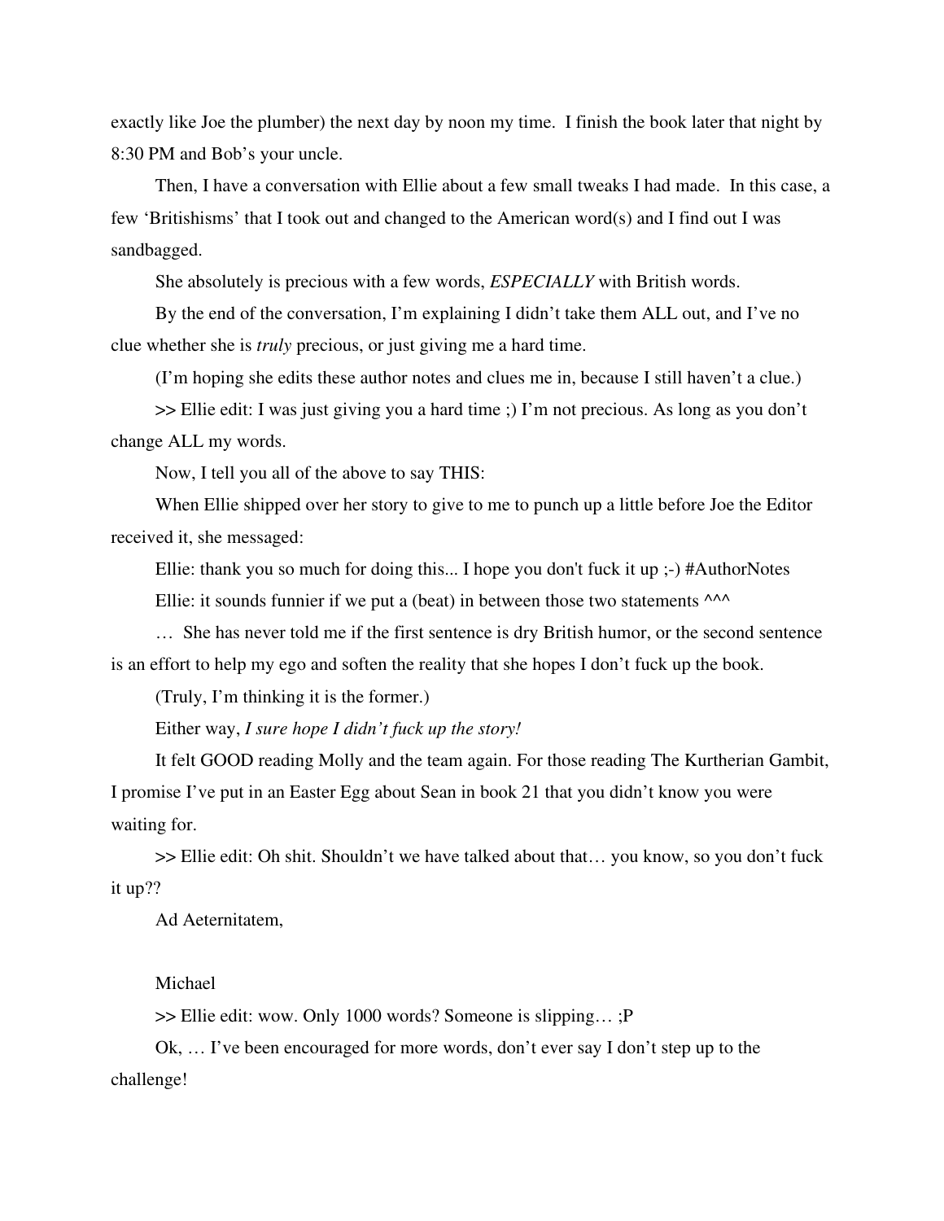exactly like Joe the plumber) the next day by noon my time. I finish the book later that night by 8:30 PM and Bob's your uncle.

Then, I have a conversation with Ellie about a few small tweaks I had made. In this case, a few 'Britishisms' that I took out and changed to the American word(s) and I find out I was sandbagged.

She absolutely is precious with a few words, *ESPECIALLY* with British words.

By the end of the conversation, I'm explaining I didn't take them ALL out, and I've no clue whether she is *truly* precious, or just giving me a hard time.

(I'm hoping she edits these author notes and clues me in, because I still haven't a clue.)

>> Ellie edit: I was just giving you a hard time ;) I'm not precious. As long as you don't change ALL my words.

Now, I tell you all of the above to say THIS:

When Ellie shipped over her story to give to me to punch up a little before Joe the Editor received it, she messaged:

Ellie: thank you so much for doing this... I hope you don't fuck it up ;-) #AuthorNotes

Ellie: it sounds funnier if we put a (beat) in between those two statements ^^^

… She has never told me if the first sentence is dry British humor, or the second sentence is an effort to help my ego and soften the reality that she hopes I don't fuck up the book.

(Truly, I'm thinking it is the former.)

Either way, *I sure hope I didn't fuck up the story!*

It felt GOOD reading Molly and the team again. For those reading The Kurtherian Gambit, I promise I've put in an Easter Egg about Sean in book 21 that you didn't know you were waiting for.

>> Ellie edit: Oh shit. Shouldn't we have talked about that… you know, so you don't fuck it up??

Ad Aeternitatem,

Michael

>> Ellie edit: wow. Only 1000 words? Someone is slipping… ;P

Ok, … I've been encouraged for more words, don't ever say I don't step up to the challenge!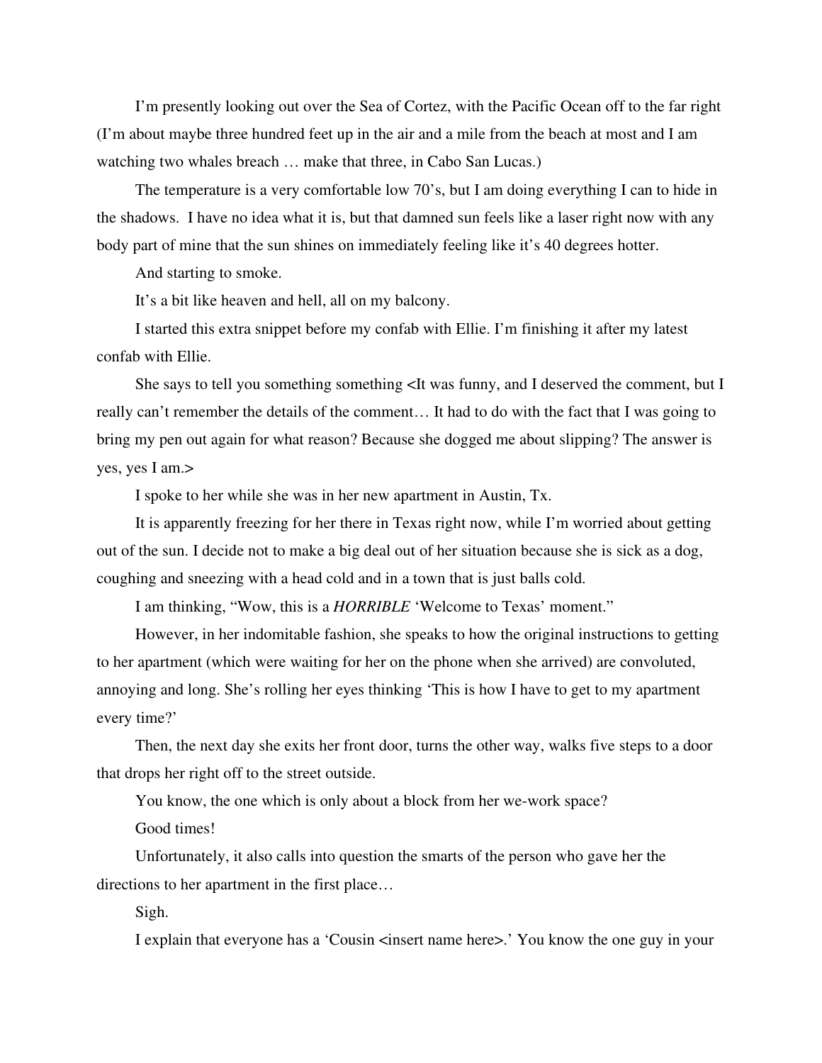I'm presently looking out over the Sea of Cortez, with the Pacific Ocean off to the far right (I'm about maybe three hundred feet up in the air and a mile from the beach at most and I am watching two whales breach … make that three, in Cabo San Lucas.)

The temperature is a very comfortable low 70's, but I am doing everything I can to hide in the shadows. I have no idea what it is, but that damned sun feels like a laser right now with any body part of mine that the sun shines on immediately feeling like it's 40 degrees hotter.

And starting to smoke.

It's a bit like heaven and hell, all on my balcony.

I started this extra snippet before my confab with Ellie. I'm finishing it after my latest confab with Ellie.

She says to tell you something something <It was funny, and I deserved the comment, but I really can't remember the details of the comment… It had to do with the fact that I was going to bring my pen out again for what reason? Because she dogged me about slipping? The answer is yes, yes I am.>

I spoke to her while she was in her new apartment in Austin, Tx.

It is apparently freezing for her there in Texas right now, while I'm worried about getting out of the sun. I decide not to make a big deal out of her situation because she is sick as a dog, coughing and sneezing with a head cold and in a town that is just balls cold.

I am thinking, "Wow, this is a *HORRIBLE* 'Welcome to Texas' moment."

However, in her indomitable fashion, she speaks to how the original instructions to getting to her apartment (which were waiting for her on the phone when she arrived) are convoluted, annoying and long. She's rolling her eyes thinking 'This is how I have to get to my apartment every time?'

Then, the next day she exits her front door, turns the other way, walks five steps to a door that drops her right off to the street outside.

You know, the one which is only about a block from her we-work space?

Good times!

Unfortunately, it also calls into question the smarts of the person who gave her the directions to her apartment in the first place…

Sigh.

I explain that everyone has a 'Cousin <insert name here>.' You know the one guy in your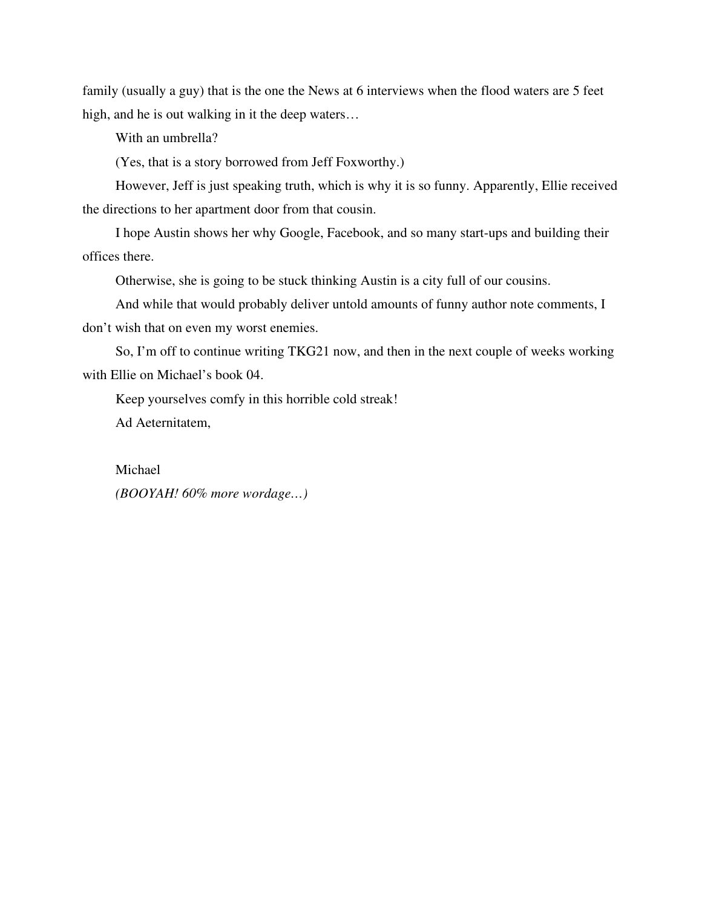family (usually a guy) that is the one the News at 6 interviews when the flood waters are 5 feet high, and he is out walking in it the deep waters…

With an umbrella?

(Yes, that is a story borrowed from Jeff Foxworthy.)

However, Jeff is just speaking truth, which is why it is so funny. Apparently, Ellie received the directions to her apartment door from that cousin.

I hope Austin shows her why Google, Facebook, and so many start-ups and building their offices there.

Otherwise, she is going to be stuck thinking Austin is a city full of our cousins.

And while that would probably deliver untold amounts of funny author note comments, I don't wish that on even my worst enemies.

So, I'm off to continue writing TKG21 now, and then in the next couple of weeks working with Ellie on Michael's book 04.

Keep yourselves comfy in this horrible cold streak!

Ad Aeternitatem,

Michael

*(BOOYAH! 60% more wordage…)*